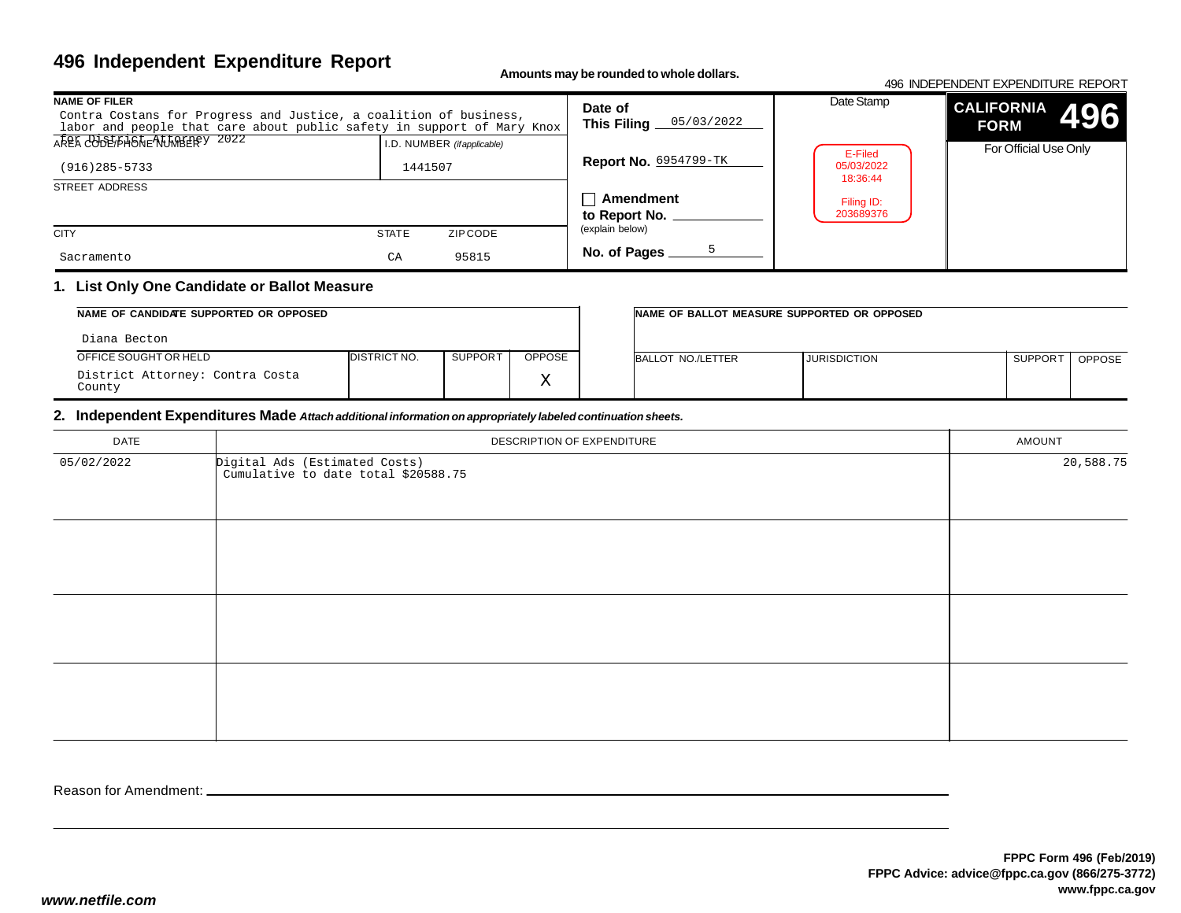# 496 Independent Expenditure Report

**Amounts may be rounded to whole dollars.**

496 INDEPENDENT EXPENDITURE REPORT

| | |
|---|---|
| **NAME OF FILER** | Contra Costans for Progress and Justice, a coalition of business, labor and people that care about public safety in support of Mary Knox for District Attorney 2022 |
| AREA CODE/PHONE NUMBER | (916)285-5733 |
| I.D. NUMBER (*if applicable*) | 1441507 |
| STREET ADDRESS | |
| CITY | Sacramento |
| STATE | CA |
| ZIP CODE | 95815 |
| **Date of This Filing** | 05/03/2022 |
| **Report No.** | 6954799-TK |
| ☐ **Amendment to Report No.** (explain below) | |
| **No. of Pages** | 5 |

Date Stamp

E-Filed
05/03/2022
18:36:44

Filing ID:
203689376

**CALIFORNIA FORM 496**

For Official Use Only

## 1. List Only One Candidate or Ballot Measure

| NAME OF CANDIDATE SUPPORTED OR OPPOSED | | | |
|---|---|---|---|
| Diana Becton | | | |
| OFFICE SOUGHT OR HELD | DISTRICT NO. | SUPPORT | OPPOSE |
| District Attorney: Contra Costa County | | | X |

| NAME OF BALLOT MEASURE SUPPORTED OR OPPOSED | | | |
|---|---|---|---|
| | | | |
| BALLOT NO./LETTER | JURISDICTION | SUPPORT | OPPOSE |
| | | | |

## 2. Independent Expenditures Made *Attach additional information on appropriately labeled continuation sheets.*

| DATE | DESCRIPTION OF EXPENDITURE | AMOUNT |
|---|---|---|
| 05/02/2022 | Digital Ads (Estimated Costs)<br>Cumulative to date total $20588.75 | 20,588.75 |
| | | |
| | | |
| | | |

Reason for Amendment: \_\_\_\_\_\_\_\_\_\_\_\_\_\_\_\_\_\_\_\_\_\_\_\_\_\_\_\_\_\_\_\_\_\_\_\_

**FPPC Form 496 (Feb/2019)**
**FPPC Advice: advice@fppc.ca.gov (866/275-3772)**
**www.fppc.ca.gov**

***www.netfile.com***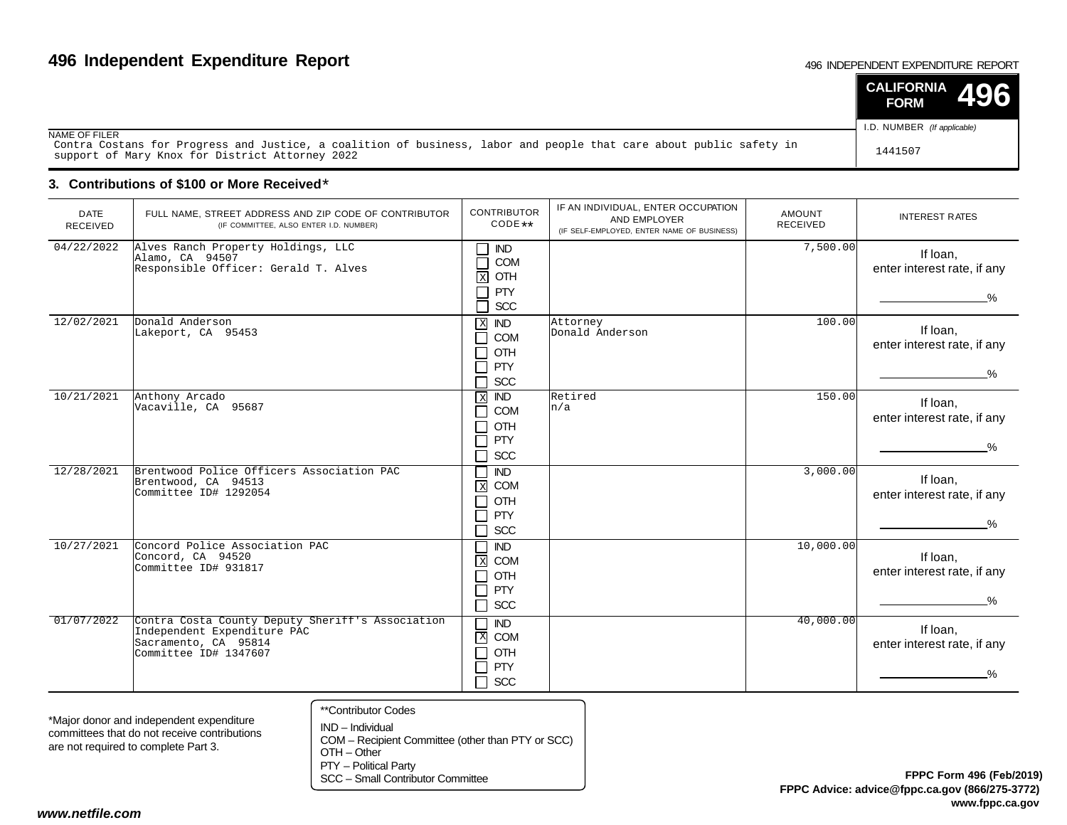# 496 Independent Expenditure Report

496 INDEPENDENT EXPENDITURE REPORT

**CALIFORNIA FORM 496**

NAME OF FILER
Contra Costans for Progress and Justice, a coalition of business, labor and people that care about public safety in support of Mary Knox for District Attorney 2022

I.D. NUMBER *(If applicable)*
1441507

## 3. Contributions of $100 or More Received*

| DATE RECEIVED | FULL NAME, STREET ADDRESS AND ZIP CODE OF CONTRIBUTOR (IF COMMITTEE, ALSO ENTER I.D. NUMBER) | CONTRIBUTOR CODE** | IF AN INDIVIDUAL, ENTER OCCUPATION AND EMPLOYER (IF SELF-EMPLOYED, ENTER NAME OF BUSINESS) | AMOUNT RECEIVED | INTEREST RATES |
|---|---|---|---|---|---|
| 04/22/2022 | Alves Ranch Property Holdings, LLC<br>Alamo, CA 94507<br>Responsible Officer: Gerald T. Alves | [ ] IND<br>[ ] COM<br>[X] OTH<br>[ ] PTY<br>[ ] SCC | | 7,500.00 | If loan, enter interest rate, if any ________% |
| 12/02/2021 | Donald Anderson<br>Lakeport, CA 95453 | [X] IND<br>[ ] COM<br>[ ] OTH<br>[ ] PTY<br>[ ] SCC | Attorney<br>Donald Anderson | 100.00 | If loan, enter interest rate, if any ________% |
| 10/21/2021 | Anthony Arcado<br>Vacaville, CA 95687 | [X] IND<br>[ ] COM<br>[ ] OTH<br>[ ] PTY<br>[ ] SCC | Retired<br>n/a | 150.00 | If loan, enter interest rate, if any ________% |
| 12/28/2021 | Brentwood Police Officers Association PAC<br>Brentwood, CA 94513<br>Committee ID# 1292054 | [ ] IND<br>[X] COM<br>[ ] OTH<br>[ ] PTY<br>[ ] SCC | | 3,000.00 | If loan, enter interest rate, if any ________% |
| 10/27/2021 | Concord Police Association PAC<br>Concord, CA 94520<br>Committee ID# 931817 | [ ] IND<br>[X] COM<br>[ ] OTH<br>[ ] PTY<br>[ ] SCC | | 10,000.00 | If loan, enter interest rate, if any ________% |
| 01/07/2022 | Contra Costa County Deputy Sheriff's Association Independent Expenditure PAC<br>Sacramento, CA 95814<br>Committee ID# 1347607 | [ ] IND<br>[X] COM<br>[ ] OTH<br>[ ] PTY<br>[ ] SCC | | 40,000.00 | If loan, enter interest rate, if any ________% |

*Major donor and independent expenditure committees that do not receive contributions are not required to complete Part 3.

**Contributor Codes
IND – Individual
COM – Recipient Committee (other than PTY or SCC)
OTH – Other
PTY – Political Party
SCC – Small Contributor Committee

**FPPC Form 496 (Feb/2019)**
**FPPC Advice: advice@fppc.ca.gov (866/275-3772)**
**www.fppc.ca.gov**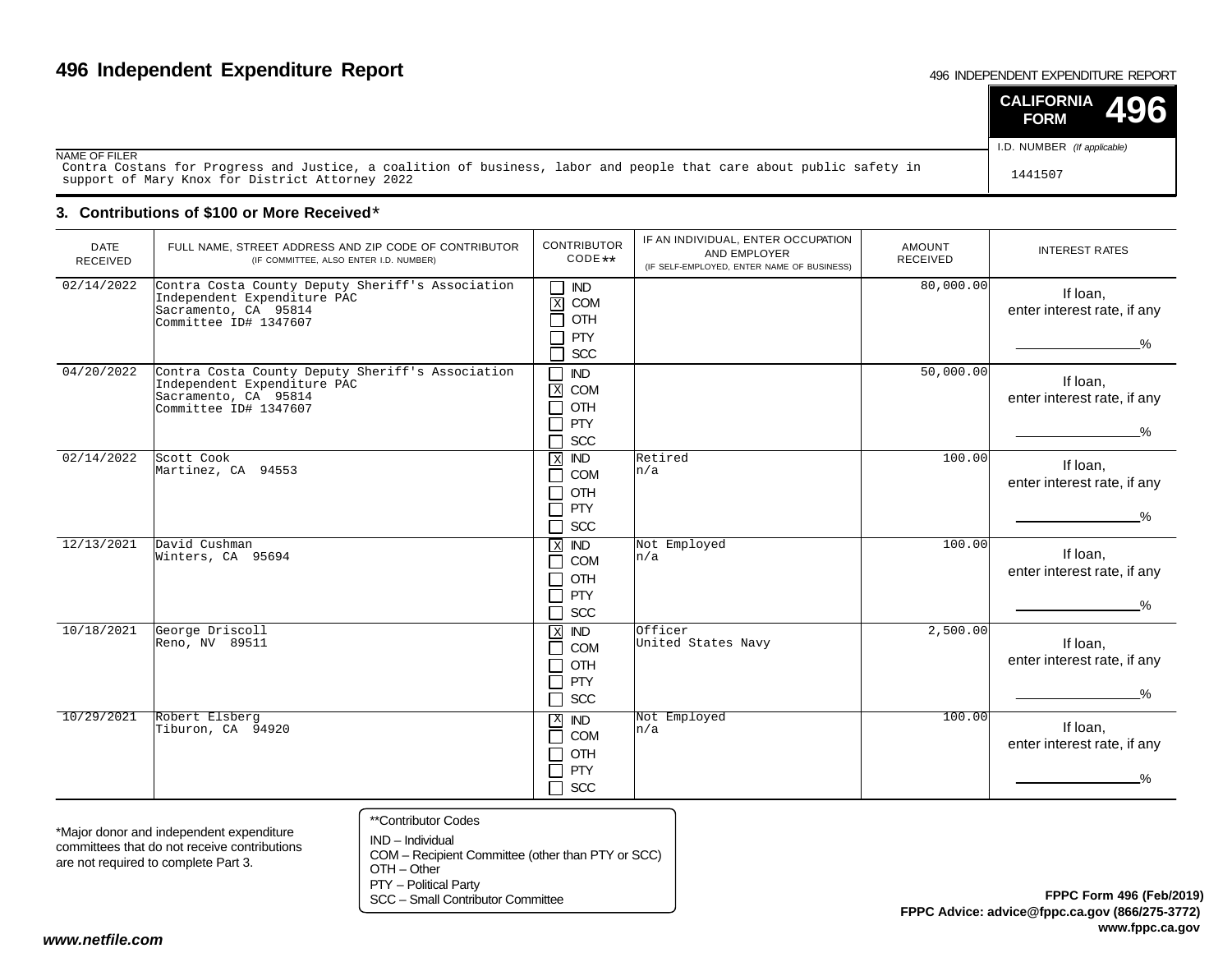# 496 Independent Expenditure Report

496 INDEPENDENT EXPENDITURE REPORT

**CALIFORNIA FORM 496**

NAME OF FILER
Contra Costans for Progress and Justice, a coalition of business, labor and people that care about public safety in support of Mary Knox for District Attorney 2022

I.D. NUMBER *(If applicable)*
1441507

## 3. Contributions of $100 or More Received*

| DATE RECEIVED | FULL NAME, STREET ADDRESS AND ZIP CODE OF CONTRIBUTOR (IF COMMITTEE, ALSO ENTER I.D. NUMBER) | CONTRIBUTOR CODE** | IF AN INDIVIDUAL, ENTER OCCUPATION AND EMPLOYER (IF SELF-EMPLOYED, ENTER NAME OF BUSINESS) | AMOUNT RECEIVED | INTEREST RATES |
|---|---|---|---|---|---|
| 02/14/2022 | Contra Costa County Deputy Sheriff's Association Independent Expenditure PAC<br>Sacramento, CA 95814<br>Committee ID# 1347607 | [ ] IND [X] COM [ ] OTH [ ] PTY [ ] SCC | | 80,000.00 | If loan, enter interest rate, if any ______% |
| 04/20/2022 | Contra Costa County Deputy Sheriff's Association Independent Expenditure PAC<br>Sacramento, CA 95814<br>Committee ID# 1347607 | [ ] IND [X] COM [ ] OTH [ ] PTY [ ] SCC | | 50,000.00 | If loan, enter interest rate, if any ______% |
| 02/14/2022 | Scott Cook<br>Martinez, CA 94553 | [X] IND [ ] COM [ ] OTH [ ] PTY [ ] SCC | Retired<br>n/a | 100.00 | If loan, enter interest rate, if any ______% |
| 12/13/2021 | David Cushman<br>Winters, CA 95694 | [X] IND [ ] COM [ ] OTH [ ] PTY [ ] SCC | Not Employed<br>n/a | 100.00 | If loan, enter interest rate, if any ______% |
| 10/18/2021 | George Driscoll<br>Reno, NV 89511 | [X] IND [ ] COM [ ] OTH [ ] PTY [ ] SCC | Officer<br>United States Navy | 2,500.00 | If loan, enter interest rate, if any ______% |
| 10/29/2021 | Robert Elsberg<br>Tiburon, CA 94920 | [X] IND [ ] COM [ ] OTH [ ] PTY [ ] SCC | Not Employed<br>n/a | 100.00 | If loan, enter interest rate, if any ______% |

*Major donor and independent expenditure committees that do not receive contributions are not required to complete Part 3.

**Contributor Codes
IND – Individual
COM – Recipient Committee (other than PTY or SCC)
OTH – Other
PTY – Political Party
SCC – Small Contributor Committee

**FPPC Form 496 (Feb/2019)**
**FPPC Advice: advice@fppc.ca.gov (866/275-3772)**
**www.fppc.ca.gov**

***www.netfile.com***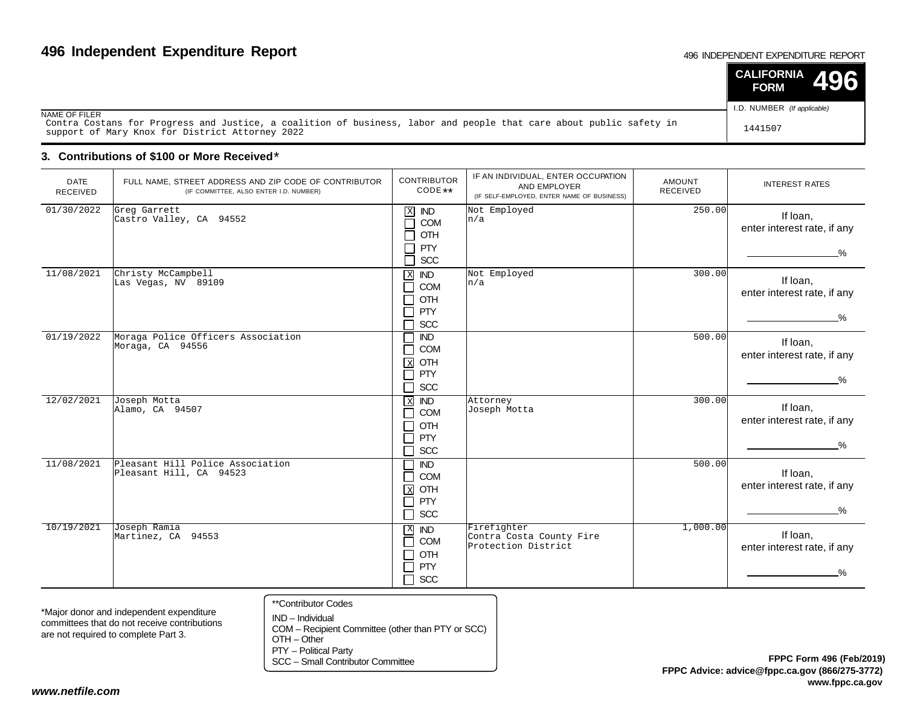# 496 Independent Expenditure Report

496 INDEPENDENT EXPENDITURE REPORT

**CALIFORNIA FORM 496**

NAME OF FILER
Contra Costans for Progress and Justice, a coalition of business, labor and people that care about public safety in support of Mary Knox for District Attorney 2022

I.D. NUMBER *(If applicable)*
1441507

## 3. Contributions of $100 or More Received*

| DATE RECEIVED | FULL NAME, STREET ADDRESS AND ZIP CODE OF CONTRIBUTOR (IF COMMITTEE, ALSO ENTER I.D. NUMBER) | CONTRIBUTOR CODE** | IF AN INDIVIDUAL, ENTER OCCUPATION AND EMPLOYER (IF SELF-EMPLOYED, ENTER NAME OF BUSINESS) | AMOUNT RECEIVED | INTEREST RATES |
|---|---|---|---|---|---|
| 01/30/2022 | Greg Garrett<br>Castro Valley, CA 94552 | [X] IND [ ] COM [ ] OTH [ ] PTY [ ] SCC | Not Employed<br>n/a | 250.00 | If loan, enter interest rate, if any ____% |
| 11/08/2021 | Christy McCampbell<br>Las Vegas, NV 89109 | [X] IND [ ] COM [ ] OTH [ ] PTY [ ] SCC | Not Employed<br>n/a | 300.00 | If loan, enter interest rate, if any ____% |
| 01/19/2022 | Moraga Police Officers Association<br>Moraga, CA 94556 | [ ] IND [ ] COM [X] OTH [ ] PTY [ ] SCC | | 500.00 | If loan, enter interest rate, if any ____% |
| 12/02/2021 | Joseph Motta<br>Alamo, CA 94507 | [X] IND [ ] COM [ ] OTH [ ] PTY [ ] SCC | Attorney<br>Joseph Motta | 300.00 | If loan, enter interest rate, if any ____% |
| 11/08/2021 | Pleasant Hill Police Association<br>Pleasant Hill, CA 94523 | [ ] IND [ ] COM [X] OTH [ ] PTY [ ] SCC | | 500.00 | If loan, enter interest rate, if any ____% |
| 10/19/2021 | Joseph Ramia<br>Martinez, CA 94553 | [X] IND [ ] COM [ ] OTH [ ] PTY [ ] SCC | Firefighter<br>Contra Costa County Fire Protection District | 1,000.00 | If loan, enter interest rate, if any ____% |

*Major donor and independent expenditure committees that do not receive contributions are not required to complete Part 3.

**Contributor Codes
IND – Individual
COM – Recipient Committee (other than PTY or SCC)
OTH – Other
PTY – Political Party
SCC – Small Contributor Committee

**FPPC Form 496 (Feb/2019)**
**FPPC Advice: advice@fppc.ca.gov (866/275-3772)**
**www.fppc.ca.gov**

***www.netfile.com***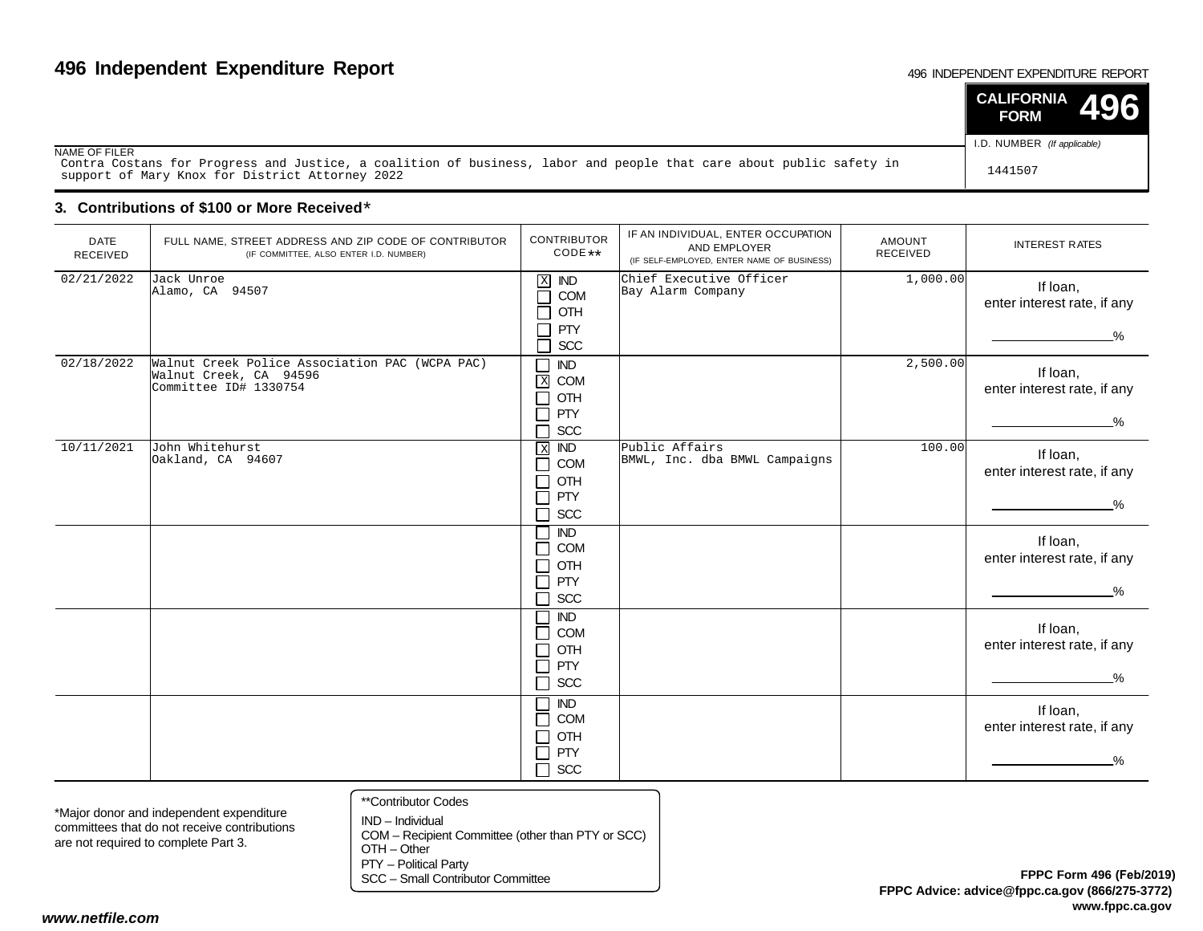# 496 Independent Expenditure Report

496 INDEPENDENT EXPENDITURE REPORT

**CALIFORNIA FORM 496**

NAME OF FILER
Contra Costans for Progress and Justice, a coalition of business, labor and people that care about public safety in support of Mary Knox for District Attorney 2022

I.D. NUMBER *(If applicable)*
1441507

## 3. Contributions of $100 or More Received*

| DATE RECEIVED | FULL NAME, STREET ADDRESS AND ZIP CODE OF CONTRIBUTOR (IF COMMITTEE, ALSO ENTER I.D. NUMBER) | CONTRIBUTOR CODE** | IF AN INDIVIDUAL, ENTER OCCUPATION AND EMPLOYER (IF SELF-EMPLOYED, ENTER NAME OF BUSINESS) | AMOUNT RECEIVED | INTEREST RATES |
|---|---|---|---|---|---|
| 02/21/2022 | Jack Unroe<br>Alamo, CA 94507 | [X] IND<br>[ ] COM<br>[ ] OTH<br>[ ] PTY<br>[ ] SCC | Chief Executive Officer<br>Bay Alarm Company | 1,000.00 | If loan, enter interest rate, if any ______% |
| 02/18/2022 | Walnut Creek Police Association PAC (WCPA PAC)<br>Walnut Creek, CA 94596<br>Committee ID# 1330754 | [ ] IND<br>[X] COM<br>[ ] OTH<br>[ ] PTY<br>[ ] SCC | | 2,500.00 | If loan, enter interest rate, if any ______% |
| 10/11/2021 | John Whitehurst<br>Oakland, CA 94607 | [X] IND<br>[ ] COM<br>[ ] OTH<br>[ ] PTY<br>[ ] SCC | Public Affairs<br>BMWL, Inc. dba BMWL Campaigns | 100.00 | If loan, enter interest rate, if any ______% |
| | | [ ] IND<br>[ ] COM<br>[ ] OTH<br>[ ] PTY<br>[ ] SCC | | | If loan, enter interest rate, if any ______% |
| | | [ ] IND<br>[ ] COM<br>[ ] OTH<br>[ ] PTY<br>[ ] SCC | | | If loan, enter interest rate, if any ______% |
| | | [ ] IND<br>[ ] COM<br>[ ] OTH<br>[ ] PTY<br>[ ] SCC | | | If loan, enter interest rate, if any ______% |

*Major donor and independent expenditure committees that do not receive contributions are not required to complete Part 3.

**Contributor Codes
IND – Individual
COM – Recipient Committee (other than PTY or SCC)
OTH – Other
PTY – Political Party
SCC – Small Contributor Committee

**FPPC Form 496 (Feb/2019)**
**FPPC Advice: advice@fppc.ca.gov (866/275-3772)**
**www.fppc.ca.gov**

***www.netfile.com***